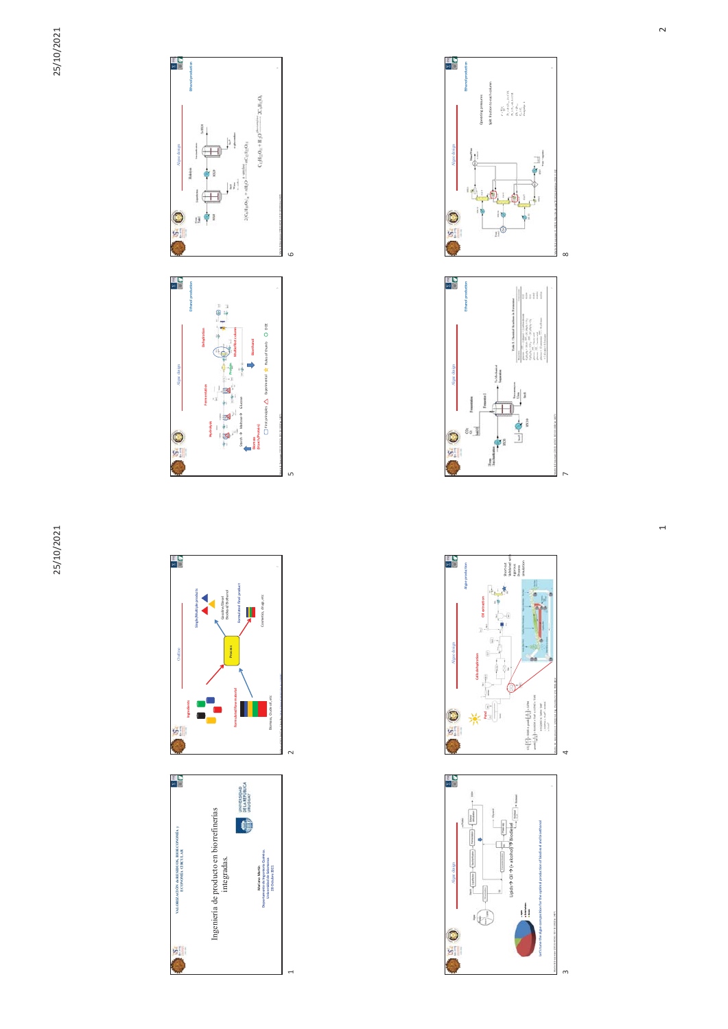VALORIZACIÓN de RESIDUOS, BIOECONOMÍA y ECONOMÍA CIRCULAR

# Ingeniería de producto en biorrefinerías integradas.

Mariano Martín
Departamento de Ingeniería Química
Universidad de Salamanca
28 Octubre 2021

UNIVERSIDAD DE LA REPÚBLICA URUGUAY

---

## Outline

Ingredients

Formulated Raw material

Biomass, Crude oil, etc

Process

Single/Multiple products

Gasoline/diesel, Biodiesel/Bioethanol

Formulated final product

Cosmetics, drugs, etc

---

## Algae design

Lipids → Oil → (+ alcohol) → Biodiesel

Let's tune the algae composition for the optimal production of biodiesel and bioethanol

---

## Algae design

Algae production

Pond

Cells dehydration

Oil extraction

---

## Algae design

Ethanol production

Hydrolysis

Fermentation

Dehydration

Multieffect column

Starch → Maltose → Glucose

Bioethanol

---

## Algae design

Ethanol production

Hydrolysis

Liquefaction

Saccharification

---

## Algae design

Ethanol production

Fermentation

Table 1. Chemical Reactions in Fermentor

---

## Algae design

Ethanol production

Operating pressures

Split fraction to each column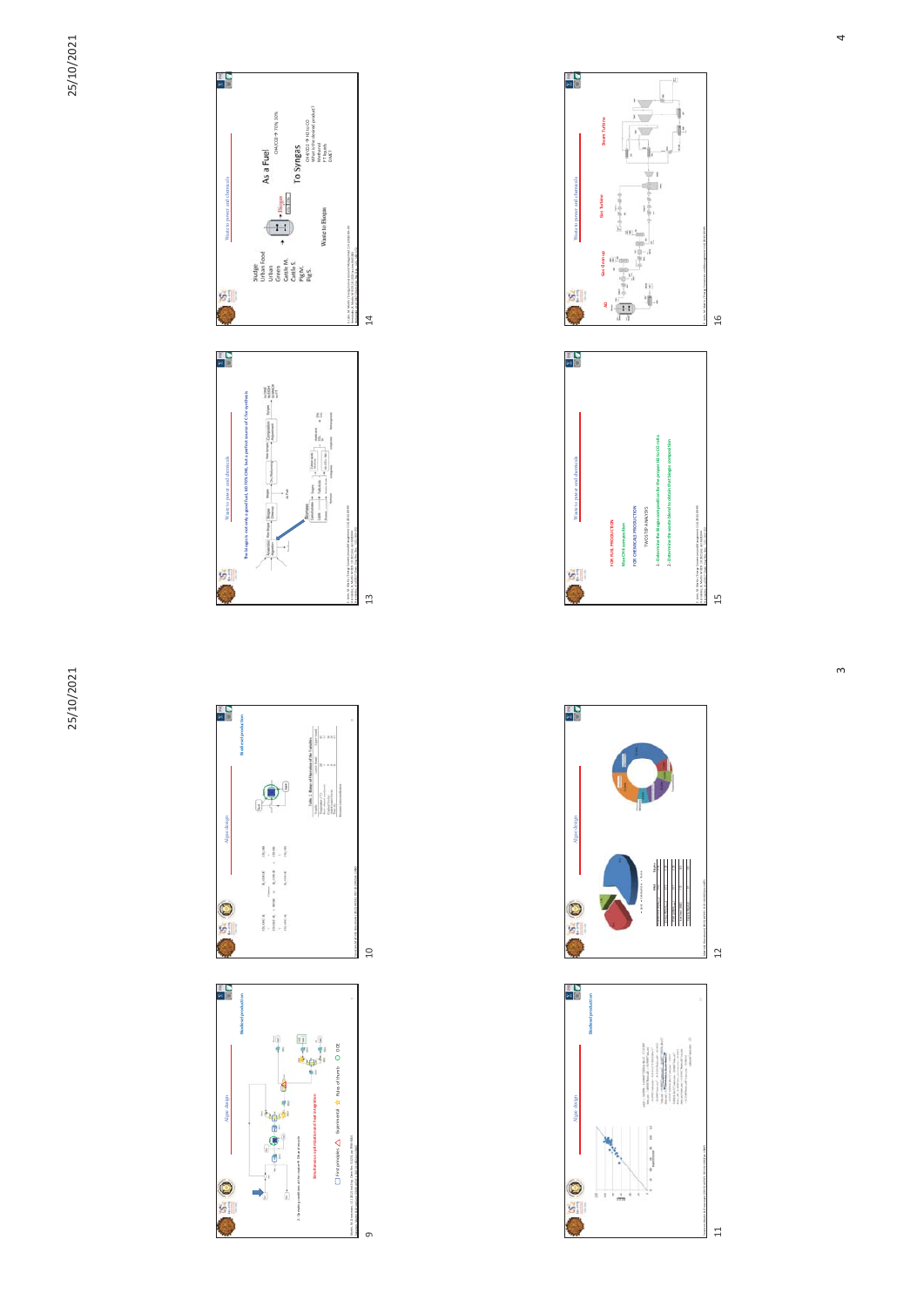## Algae design — Biodiesel production

Simultaneous optimization and heat integration

First principles · Experimental · Rules of thumb · DOE

## Algae design — Biodiesel production

Table 1. Range of Operation of the Variables

## Algae design — Biodiesel production

## Algae design

## Waste to power and chemicals

The biogas is not only a good fuel, 60-70% $CH_4$, but a perfect source of C for synthesis

## Waste to power and chemicals

Sludge
Urban Food
Urban Green
Cattle M.
Cattle S.
Pig M.
Pig S.

Waste to Biogas

**As a Fuel**

$CH_4/CO_2 \rightarrow$ 70% 30%

**To Syngas**

$CH_4/CO_2 \rightarrow H_2$ to CO

What is the desired product?

- Methanol
- FT liquids
- DME

## Waste to power and chemicals

**FOR FUEL PRODUCTION**

Max $CH_4$ composition

**FOR CHEMICALS PRODUCTION**

TWO STEP ANALYSIS

1- Determine the biogas composition for the proper $H_2$ to CO ratio

2- Determine the waste blend to obtain that biogas composition

## Waste to power and chemicals

AD · Gas clean-up · Gas Turbine · Steam Turbine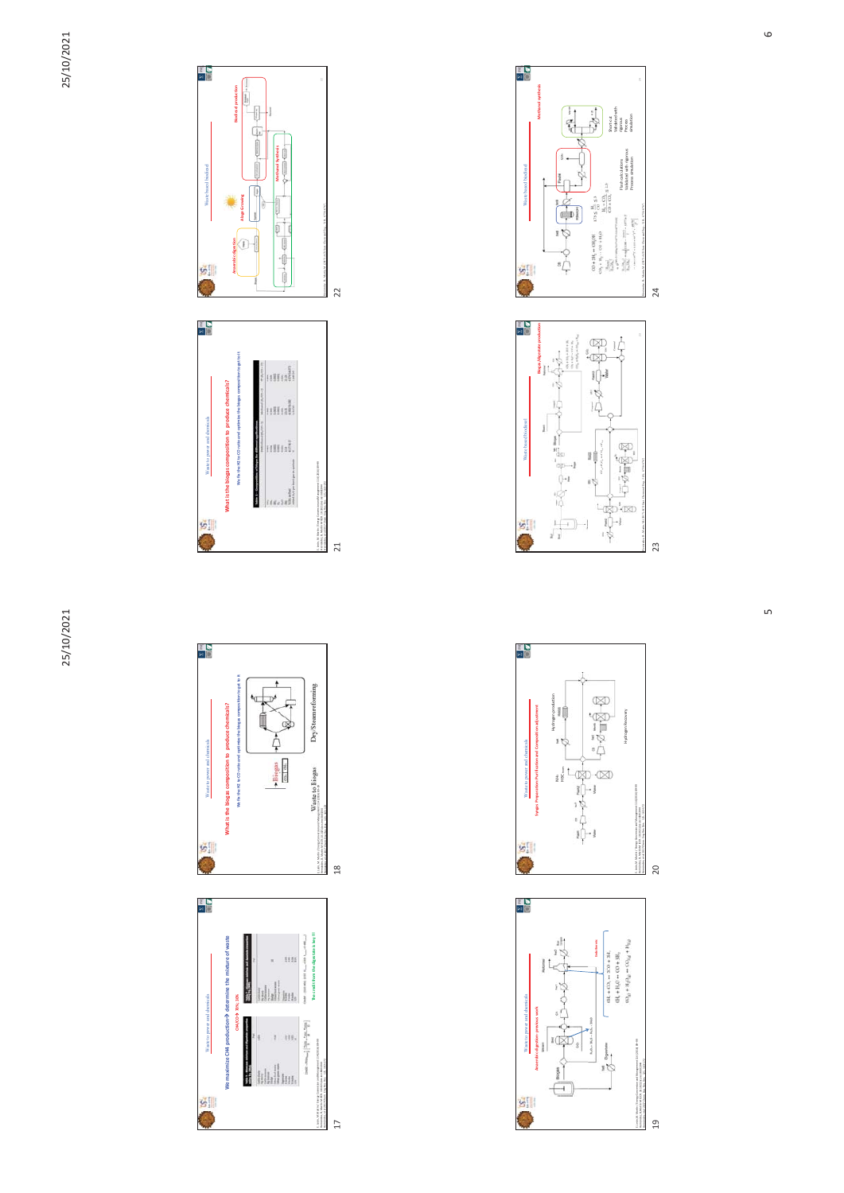25/10/2021

## We maximize CH4 production → determine the mixture of waste

CH4/CO2 → 70%–30%

You could turn the digestate to base to

## What is the biogas composition to produce chemicals?

We fix the H2 to CO ratio and optimize the biogas composition to get to it

Waste to Biogas

Dry/Steamreforming

## Anaerobic digestion: previous work

$CH_4 + CO_2 \leftrightarrow 2CO + 2H_2$

$CH_4 + H_2O \leftrightarrow CO + 3H_2$

$CO_{(g)} + H_2O_{(g)} \leftrightarrow CO_{2(g)} + H_{2(g)}$

## Biogas Preparation: Purification and Composition adjustment

Hydrogen production

Hydrogen Recovery

25/10/2021

## What is the biogas composition to produce chemicals?

We fix the H2 to CO ratio and optimize the biogas composition to get to it

## Waste based biodiesel

Anaerobic digestion

Algae Growing

Biodiesel production

Methanol Synthesis

## Biogas/Algae/Biodiesel production

## Methanol synthesis

$CO + 2H_2 \leftrightarrow CH_3OH$

$CO_2 + 3H_2 \leftrightarrow CH_3OH + H_2O$

Flash calculations Validated with rigorous Process simulation

Short-cut Validated with rigorous Process simulation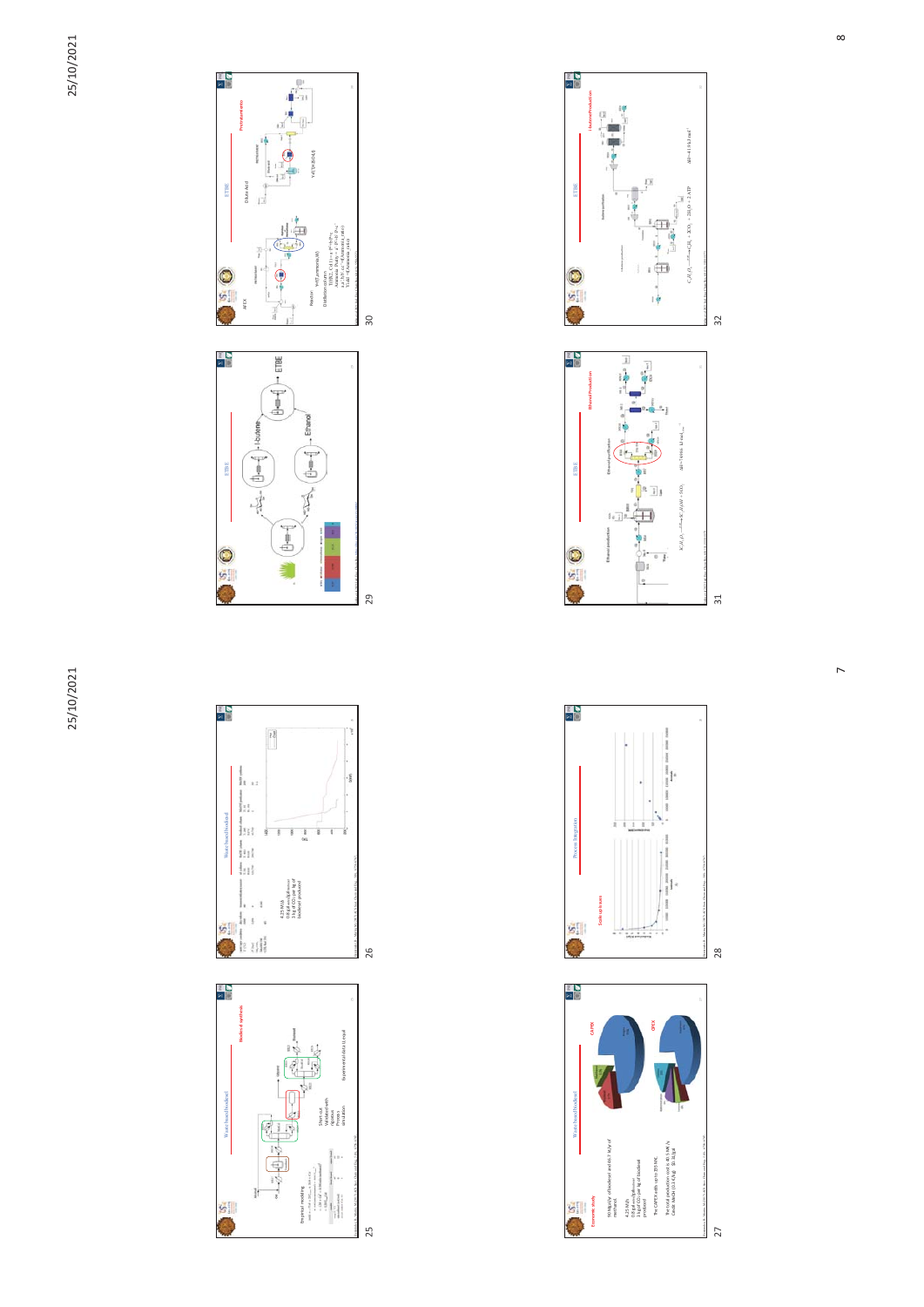## 25

### Waste-based biodiesel

**Biodiesel synthesis**

Empirical modeling

Short-cut. Validated with rigorous Process simulation

## 26

### Waste-based biodiesel

4.25 M$/y

0.6 g/l per $/kg biodiesel

3 kg of $CO_2$ per kg of biodiesel produced

## 27

### Waste-based biodiesel

**Economic study**

90 Mt/y of biodiesel and 40.7 kt/y of methanol

4.25 M$/y

0.6 g/l per $/kg biodiesel

3 kg of $CO_2$ per kg of biodiesel produced

The CAPEX adds up to 19.9 M€

The total production cost is 85.5 M€/y

**CAPEX**

**OPEX**

## 28

### Process Integration

**Scale up issues**

## 29

### ETBE

i-butene

Ethanol

ETBE

## 30

### ETBE

**Pretreatment**

AFEX

Dilute Acid

## 31

### ETBE

**Ethanol Production**

Ethanol production

Ethanol purification

$$C_6H_{12}O_6 \rightarrow 2C_2H_5OH + 2CO_2 \qquad \Delta H = -74.6\ kJ/mol$$

## 32

### ETBE

**I-butene Production**

$$C_6H_{12}O_6 \rightarrow C_4H_8 + 2CO_2 + 2H_2O + 2ATP \qquad \Delta H = -41.9\ kJ/mol$$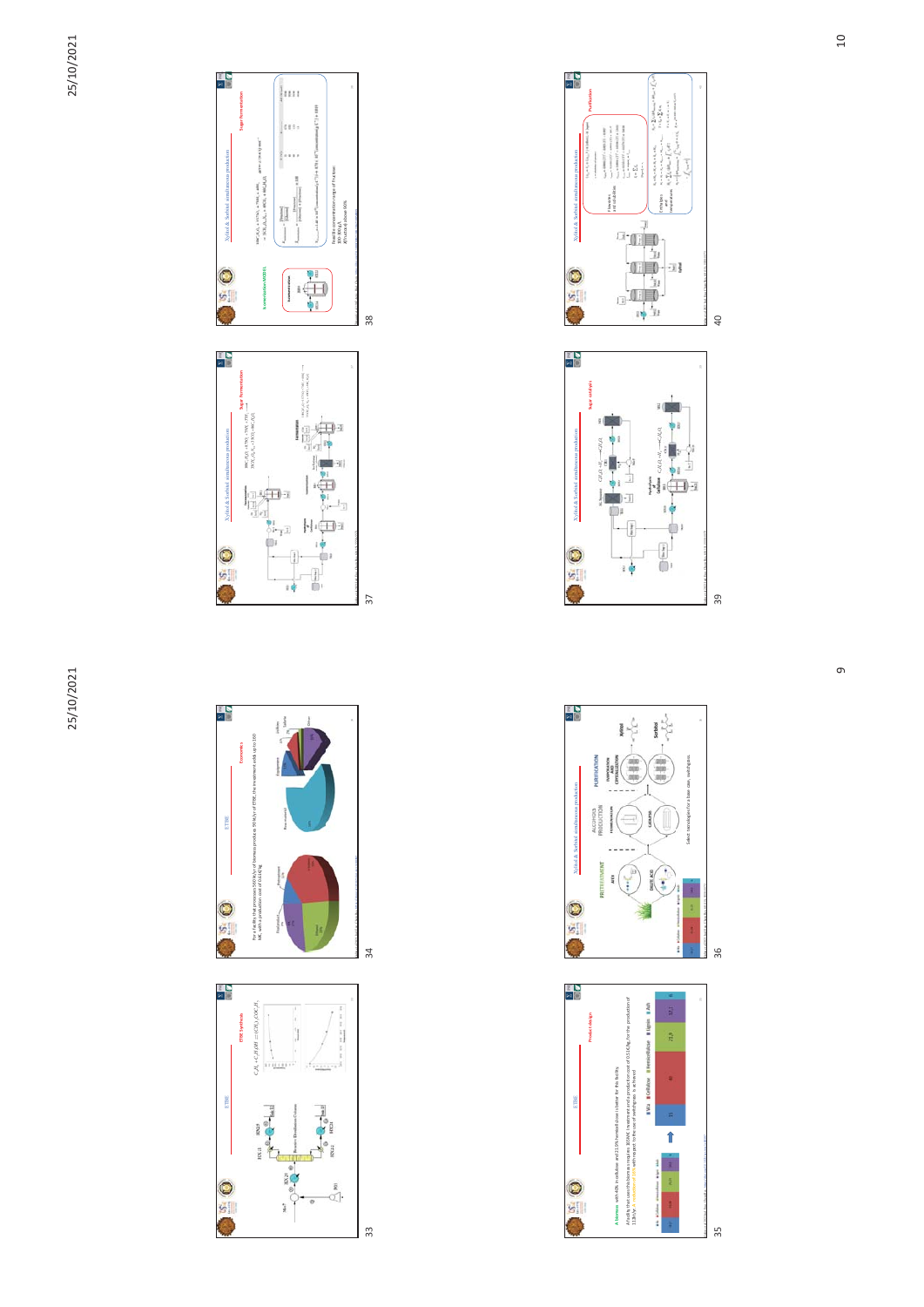## ETBE

### ETBE Synthesis

$C_2H_5OH + C_4H_8 \rightleftharpoons (CH_3)_3COC_2H_5$

## ETBE

### Economics

For a facility that processes 500 kt/yr of biomass produce 90 kt/yr of ETBE, the investment adds up to 160 M€, with a production cost of 0.64 €/kg.

## ETBE

### Product design

A biomass with 40% in cellulose and 21.9% hemicellulose is better for this facility.

A facility that uses this biomass requires 160 M€ investment and a production cost of 0.55 €/kg for the production of 113 kt/yr (a reduction of 14% with respect to the case of switchgrass is achieved).

■ Ash ■ Cellulose ■ Hemicellulose ■ Lignin ■ Ash

## Xylitol & Sorbitol simultaneous production

PRETREATMENT – ALCOHOLS PRODUCTION – PURIFICATION

Select technologies for a base case: switchgrass.

Xylitol

Sorbitol

## Xylitol & Sorbitol simultaneous production

### Sugar Fermentation

$$99C_6H_{12}O_6 + 4.3NH_3 \rightarrow ... + ...$$

### Isomerization MODEL

Realistic concentration range of fructose: 20%

## Xylitol & Sorbitol simultaneous production

### Sugar catalysis

$C_5H_{10}O_5 + H_2 \rightarrow C_5H_{12}O_5$

$C_6H_{12}O_6 + H_2 \rightarrow C_6H_{14}O_6$

## Xylitol & Sorbitol simultaneous production

### Purification

Flash tanks and solubilities

Centrifuges and evaporators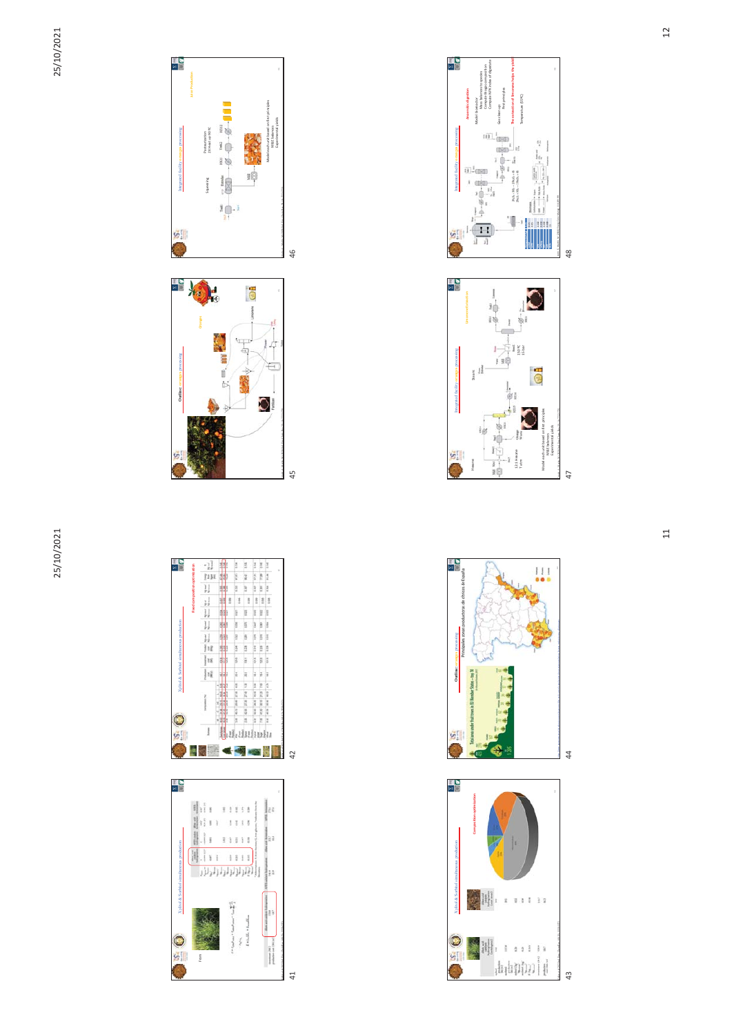## 41

Xylitol & Sorbitol simultaneous production

## 42

Xylitol & Sorbitol simultaneous production

## 43

Xylitol & Sorbitol simultaneous production

## 44

Chufitas: oranges processing

Principales zonas productoras de cítricos de España

## 45

Chufitas: oranges processing

## 46

Integrated facility oranges processing

## 47

Integrated facility oranges processing

## 48

Integrated facility oranges processing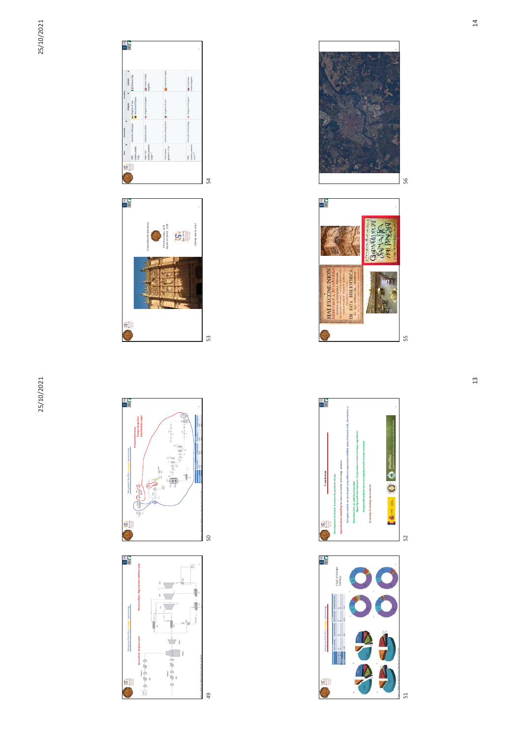Integrated facility: energy processing

Gas turbine: Brayton cycle

Steam turbine: Regenerative Rankine cycle

Integrated facility: energy processing

Integrated facility: energy processing

Conclusions

Universidad de Salamanca

HAI EXCOMUNION

DE ESTA BIBLIOTHECA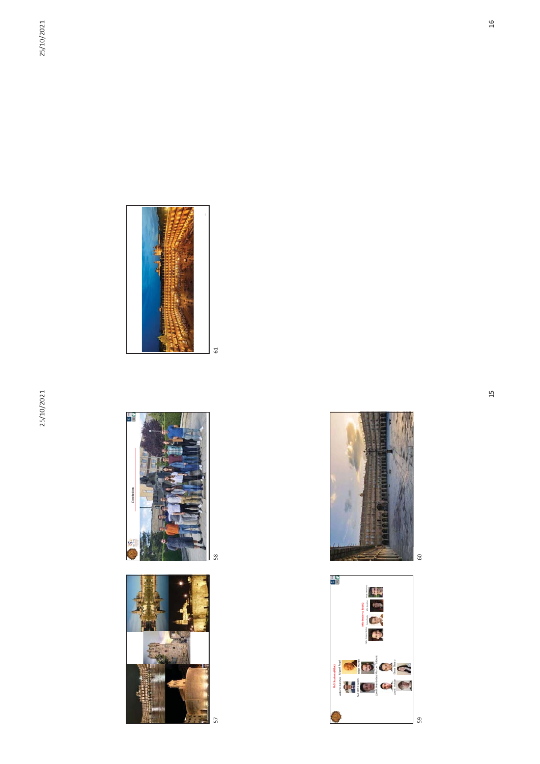Conclusions

PhD Students (USAL)

Antonio Sánchez Miguel Ángel

Guillermo Galán Edgar Martín

José D. Hernández Miquel Sabaris

José L. Avilés Elena Blanco

MSc Students (USAL)